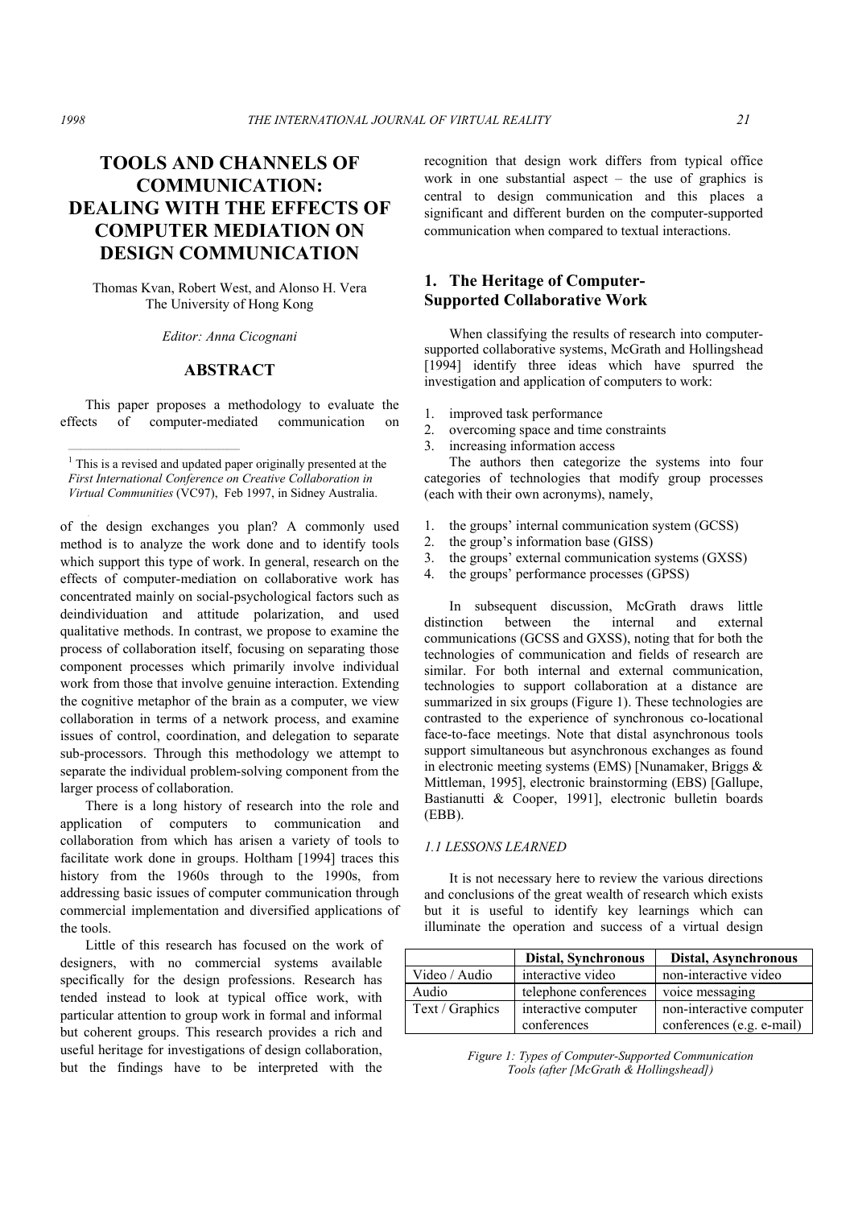# TOOLS AND CHANNELS OF COMMUNICATION: DEALING WITH THE EFFECTS OF COMPUTER MEDIATION ON DESIGN COMMUNICATION

Thomas Kvan, Robert West, and Alonso H. Vera
The University of Hong Kong

*Editor: Anna Cicognani*

## ABSTRACT

This paper proposes a methodology to evaluate the effects of computer-mediated communication on of the design exchanges you plan? A commonly used method is to analyze the work done and to identify tools which support this type of work. In general, research on the effects of computer-mediation on collaborative work has concentrated mainly on social-psychological factors such as deindividuation and attitude polarization, and used qualitative methods. In contrast, we propose to examine the process of collaboration itself, focusing on separating those component processes which primarily involve individual work from those that involve genuine interaction. Extending the cognitive metaphor of the brain as a computer, we view collaboration in terms of a network process, and examine issues of control, coordination, and delegation to separate sub-processors. Through this methodology we attempt to separate the individual problem-solving component from the larger process of collaboration.

There is a long history of research into the role and application of computers to communication and collaboration from which has arisen a variety of tools to facilitate work done in groups. Holtham [1994] traces this history from the 1960s through to the 1990s, from addressing basic issues of computer communication through commercial implementation and diversified applications of the tools.

Little of this research has focused on the work of designers, with no commercial systems available specifically for the design professions. Research has tended instead to look at typical office work, with particular attention to group work in formal and informal but coherent groups. This research provides a rich and useful heritage for investigations of design collaboration, but the findings have to be interpreted with the recognition that design work differs from typical office work in one substantial aspect – the use of graphics is central to design communication and this places a significant and different burden on the computer-supported communication when compared to textual interactions.

[1] This is a revised and updated paper originally presented at the *First International Conference on Creative Collaboration in Virtual Communities* (VC97), Feb 1997, in Sidney Australia.

## 1. The Heritage of Computer-Supported Collaborative Work

When classifying the results of research into computer-supported collaborative systems, McGrath and Hollingshead [1994] identify three ideas which have spurred the investigation and application of computers to work:

1. improved task performance
2. overcoming space and time constraints
3. increasing information access

The authors then categorize the systems into four categories of technologies that modify group processes (each with their own acronyms), namely,

1. the groups' internal communication system (GCSS)
2. the group's information base (GISS)
3. the groups' external communication systems (GXSS)
4. the groups' performance processes (GPSS)

In subsequent discussion, McGrath draws little distinction between the internal and external communications (GCSS and GXSS), noting that for both the technologies of communication and fields of research are similar. For both internal and external communication, technologies to support collaboration at a distance are summarized in six groups (Figure 1). These technologies are contrasted to the experience of synchronous co-locational face-to-face meetings. Note that distal asynchronous tools support simultaneous but asynchronous exchanges as found in electronic meeting systems (EMS) [Nunamaker, Briggs & Mittleman, 1995], electronic brainstorming (EBS) [Gallupe, Bastianutti & Cooper, 1991], electronic bulletin boards (EBB).

### 1.1 LESSONS LEARNED

It is not necessary here to review the various directions and conclusions of the great wealth of research which exists but it is useful to identify key learnings which can illuminate the operation and success of a virtual design

| | Distal, Synchronous | Distal, Asynchronous |
|---|---|---|
| Video / Audio | interactive video | non-interactive video |
| Audio | telephone conferences | voice messaging |
| Text / Graphics | interactive computer conferences | non-interactive computer conferences (e.g. e-mail) |

*Figure 1: Types of Computer-Supported Communication Tools (after [McGrath & Hollingshead])*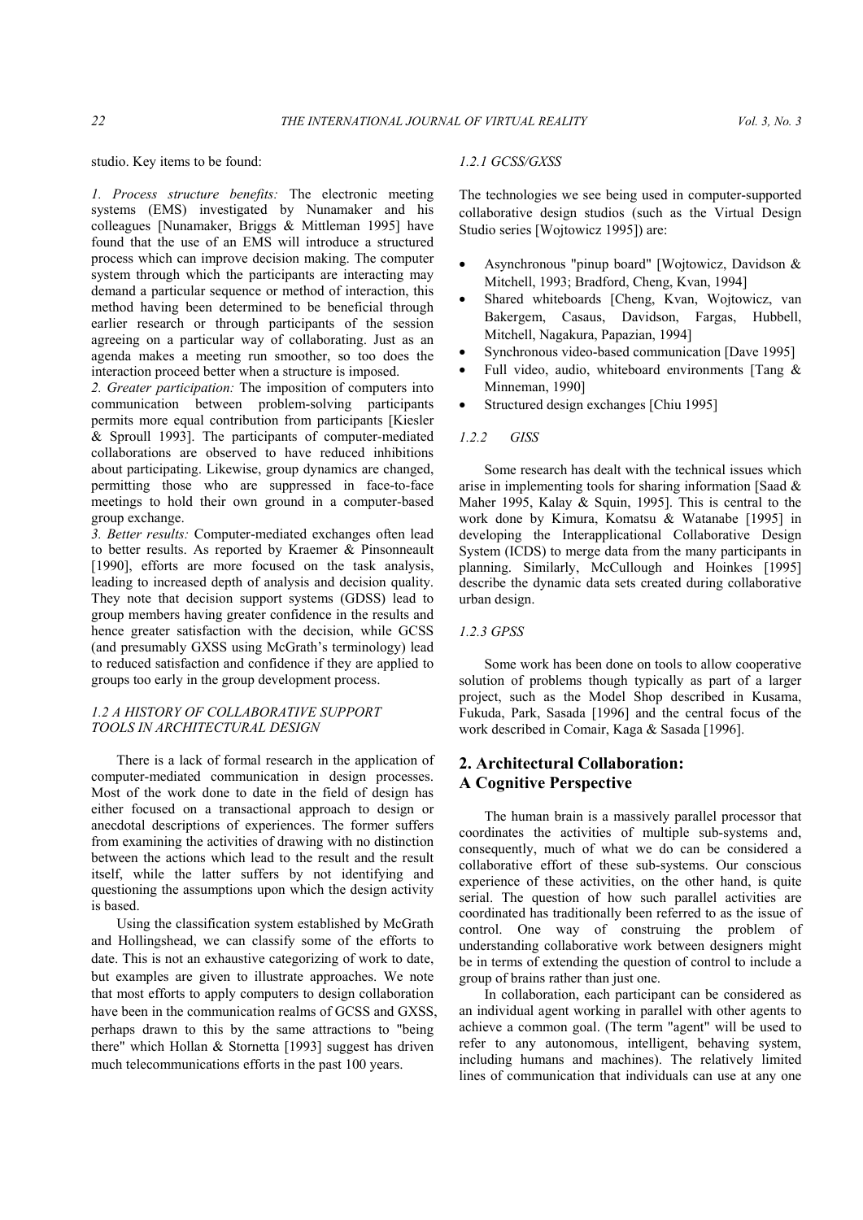studio. Key items to be found:

*1. Process structure benefits:* The electronic meeting systems (EMS) investigated by Nunamaker and his colleagues [Nunamaker, Briggs & Mittleman 1995] have found that the use of an EMS will introduce a structured process which can improve decision making. The computer system through which the participants are interacting may demand a particular sequence or method of interaction, this method having been determined to be beneficial through earlier research or through participants of the session agreeing on a particular way of collaborating. Just as an agenda makes a meeting run smoother, so too does the interaction proceed better when a structure is imposed.

*2. Greater participation:* The imposition of computers into communication between problem-solving participants permits more equal contribution from participants [Kiesler & Sproull 1993]. The participants of computer-mediated collaborations are observed to have reduced inhibitions about participating. Likewise, group dynamics are changed, permitting those who are suppressed in face-to-face meetings to hold their own ground in a computer-based group exchange.

*3. Better results:* Computer-mediated exchanges often lead to better results. As reported by Kraemer & Pinsonneault [1990], efforts are more focused on the task analysis, leading to increased depth of analysis and decision quality. They note that decision support systems (GDSS) lead to group members having greater confidence in the results and hence greater satisfaction with the decision, while GCSS (and presumably GXSS using McGrath's terminology) lead to reduced satisfaction and confidence if they are applied to groups too early in the group development process.

### *1.2 A HISTORY OF COLLABORATIVE SUPPORT TOOLS IN ARCHITECTURAL DESIGN*

There is a lack of formal research in the application of computer-mediated communication in design processes. Most of the work done to date in the field of design has either focused on a transactional approach to design or anecdotal descriptions of experiences. The former suffers from examining the activities of drawing with no distinction between the actions which lead to the result and the result itself, while the latter suffers by not identifying and questioning the assumptions upon which the design activity is based.

Using the classification system established by McGrath and Hollingshead, we can classify some of the efforts to date. This is not an exhaustive categorizing of work to date, but examples are given to illustrate approaches. We note that most efforts to apply computers to design collaboration have been in the communication realms of GCSS and GXSS, perhaps drawn to this by the same attractions to "being there" which Hollan & Stornetta [1993] suggest has driven much telecommunications efforts in the past 100 years.

#### *1.2.1 GCSS/GXSS*

The technologies we see being used in computer-supported collaborative design studios (such as the Virtual Design Studio series [Wojtowicz 1995]) are:

- Asynchronous "pinup board" [Wojtowicz, Davidson & Mitchell, 1993; Bradford, Cheng, Kvan, 1994]
- Shared whiteboards [Cheng, Kvan, Wojtowicz, van Bakergem, Casaus, Davidson, Fargas, Hubbell, Mitchell, Nagakura, Papazian, 1994]
- Synchronous video-based communication [Dave 1995]
- Full video, audio, whiteboard environments [Tang & Minneman, 1990]
- Structured design exchanges [Chiu 1995]

#### *1.2.2 GISS*

Some research has dealt with the technical issues which arise in implementing tools for sharing information [Saad & Maher 1995, Kalay & Squin, 1995]. This is central to the work done by Kimura, Komatsu & Watanabe [1995] in developing the Interapplicational Collaborative Design System (ICDS) to merge data from the many participants in planning. Similarly, McCullough and Hoinkes [1995] describe the dynamic data sets created during collaborative urban design.

#### *1.2.3 GPSS*

Some work has been done on tools to allow cooperative solution of problems though typically as part of a larger project, such as the Model Shop described in Kusama, Fukuda, Park, Sasada [1996] and the central focus of the work described in Comair, Kaga & Sasada [1996].

## 2. Architectural Collaboration: A Cognitive Perspective

The human brain is a massively parallel processor that coordinates the activities of multiple sub-systems and, consequently, much of what we do can be considered a collaborative effort of these sub-systems. Our conscious experience of these activities, on the other hand, is quite serial. The question of how such parallel activities are coordinated has traditionally been referred to as the issue of control. One way of construing the problem of understanding collaborative work between designers might be in terms of extending the question of control to include a group of brains rather than just one.

In collaboration, each participant can be considered as an individual agent working in parallel with other agents to achieve a common goal. (The term "agent" will be used to refer to any autonomous, intelligent, behaving system, including humans and machines). The relatively limited lines of communication that individuals can use at any one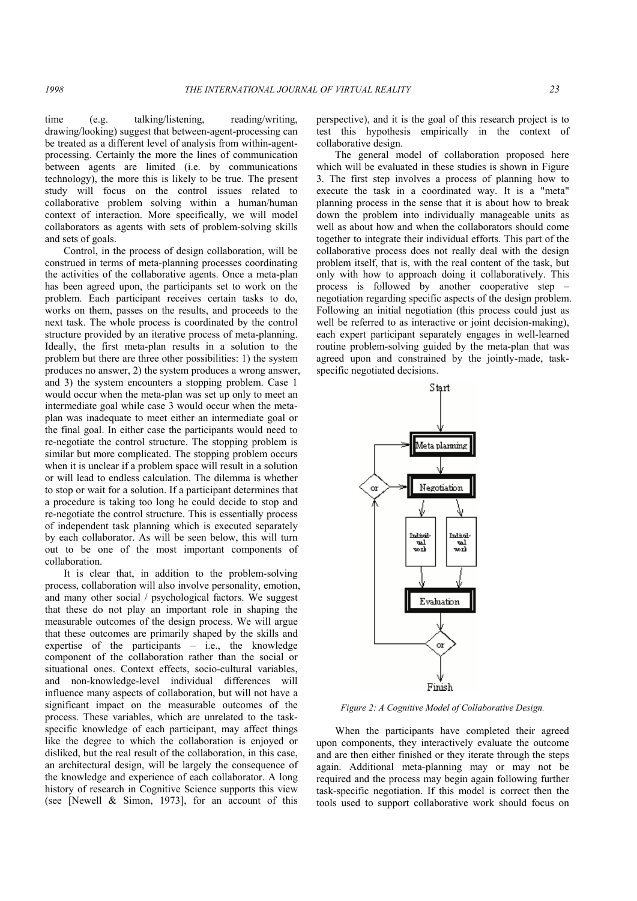time (e.g. talking/listening, reading/writing, drawing/looking) suggest that between-agent-processing can be treated as a different level of analysis from within-agent-processing. Certainly the more the lines of communication between agents are limited (i.e. by communications technology), the more this is likely to be true. The present study will focus on the control issues related to collaborative problem solving within a human/human context of interaction. More specifically, we will model collaborators as agents with sets of problem-solving skills and sets of goals.

Control, in the process of design collaboration, will be construed in terms of meta-planning processes coordinating the activities of the collaborative agents. Once a meta-plan has been agreed upon, the participants set to work on the problem. Each participant receives certain tasks to do, works on them, passes on the results, and proceeds to the next task. The whole process is coordinated by the control structure provided by an iterative process of meta-planning. Ideally, the first meta-plan results in a solution to the problem but there are three other possibilities: 1) the system produces no answer, 2) the system produces a wrong answer, and 3) the system encounters a stopping problem. Case 1 would occur when the meta-plan was set up only to meet an intermediate goal while case 3 would occur when the meta-plan was inadequate to meet either an intermediate goal or the final goal. In either case the participants would need to re-negotiate the control structure. The stopping problem is similar but more complicated. The stopping problem occurs when it is unclear if a problem space will result in a solution or will lead to endless calculation. The dilemma is whether to stop or wait for a solution. If a participant determines that a procedure is taking too long he could decide to stop and re-negotiate the control structure. This is essentially process of independent task planning which is executed separately by each collaborator. As will be seen below, this will turn out to be one of the most important components of collaboration.

It is clear that, in addition to the problem-solving process, collaboration will also involve personality, emotion, and many other social / psychological factors. We suggest that these do not play an important role in shaping the measurable outcomes of the design process. We will argue that these outcomes are primarily shaped by the skills and expertise of the participants – i.e., the knowledge component of the collaboration rather than the social or situational ones. Context effects, socio-cultural variables, and non-knowledge-level individual differences will influence many aspects of collaboration, but will not have a significant impact on the measurable outcomes of the process. These variables, which are unrelated to the task-specific knowledge of each participant, may affect things like the degree to which the collaboration is enjoyed or disliked, but the real result of the collaboration, in this case, an architectural design, will be largely the consequence of the knowledge and experience of each collaborator. A long history of research in Cognitive Science supports this view (see [Newell & Simon, 1973], for an account of this perspective), and it is the goal of this research project is to test this hypothesis empirically in the context of collaborative design.

The general model of collaboration proposed here which will be evaluated in these studies is shown in Figure 3. The first step involves a process of planning how to execute the task in a coordinated way. It is a "meta" planning process in the sense that it is about how to break down the problem into individually manageable units as well as about how and when the collaborators should come together to integrate their individual efforts. This part of the collaborative process does not really deal with the design problem itself, that is, with the real content of the task, but only with how to approach doing it collaboratively. This process is followed by another cooperative step – negotiation regarding specific aspects of the design problem. Following an initial negotiation (this process could just as well be referred to as interactive or joint decision-making), each expert participant separately engages in well-learned routine problem-solving guided by the meta-plan that was agreed upon and constrained by the jointly-made, task-specific negotiated decisions.

*Figure 2: A Cognitive Model of Collaborative Design.*

When the participants have completed their agreed upon components, they interactively evaluate the outcome and are then either finished or they iterate through the steps again. Additional meta-planning may or may not be required and the process may begin again following further task-specific negotiation. If this model is correct then the tools used to support collaborative work should focus on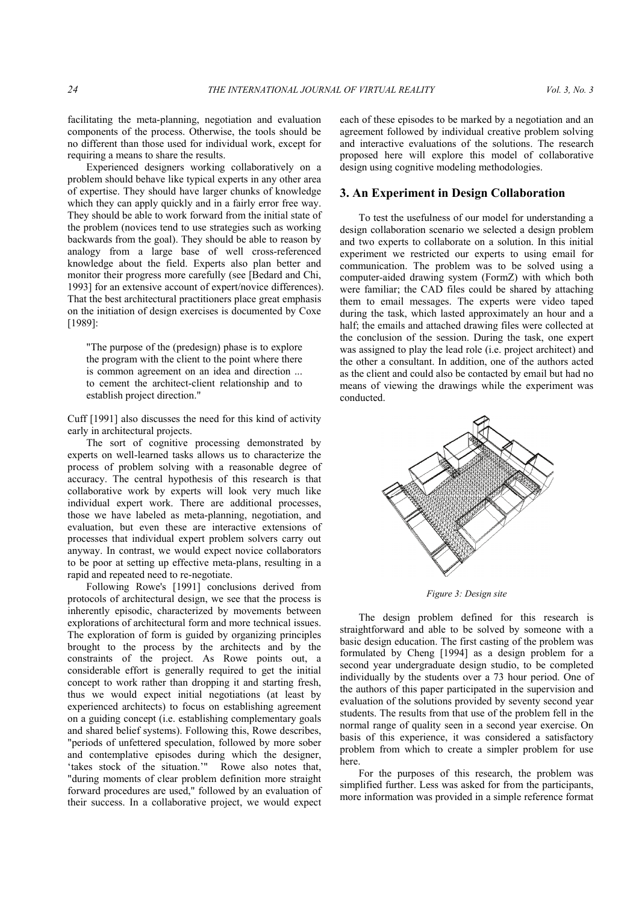facilitating the meta-planning, negotiation and evaluation components of the process. Otherwise, the tools should be no different than those used for individual work, except for requiring a means to share the results.

Experienced designers working collaboratively on a problem should behave like typical experts in any other area of expertise. They should have larger chunks of knowledge which they can apply quickly and in a fairly error free way. They should be able to work forward from the initial state of the problem (novices tend to use strategies such as working backwards from the goal). They should be able to reason by analogy from a large base of well cross-referenced knowledge about the field. Experts also plan better and monitor their progress more carefully (see [Bedard and Chi, 1993] for an extensive account of expert/novice differences). That the best architectural practitioners place great emphasis on the initiation of design exercises is documented by Coxe [1989]:

> "The purpose of the (predesign) phase is to explore the program with the client to the point where there is common agreement on an idea and direction ... to cement the architect-client relationship and to establish project direction."

Cuff [1991] also discusses the need for this kind of activity early in architectural projects.

The sort of cognitive processing demonstrated by experts on well-learned tasks allows us to characterize the process of problem solving with a reasonable degree of accuracy. The central hypothesis of this research is that collaborative work by experts will look very much like individual expert work. There are additional processes, those we have labeled as meta-planning, negotiation, and evaluation, but even these are interactive extensions of processes that individual expert problem solvers carry out anyway. In contrast, we would expect novice collaborators to be poor at setting up effective meta-plans, resulting in a rapid and repeated need to re-negotiate.

Following Rowe's [1991] conclusions derived from protocols of architectural design, we see that the process is inherently episodic, characterized by movements between explorations of architectural form and more technical issues. The exploration of form is guided by organizing principles brought to the process by the architects and by the constraints of the project. As Rowe points out, a considerable effort is generally required to get the initial concept to work rather than dropping it and starting fresh, thus we would expect initial negotiations (at least by experienced architects) to focus on establishing agreement on a guiding concept (i.e. establishing complementary goals and shared belief systems). Following this, Rowe describes, "periods of unfettered speculation, followed by more sober and contemplative episodes during which the designer, 'takes stock of the situation.'" Rowe also notes that, "during moments of clear problem definition more straight forward procedures are used," followed by an evaluation of their success. In a collaborative project, we would expect each of these episodes to be marked by a negotiation and an agreement followed by individual creative problem solving and interactive evaluations of the solutions. The research proposed here will explore this model of collaborative design using cognitive modeling methodologies.

## 3. An Experiment in Design Collaboration

To test the usefulness of our model for understanding a design collaboration scenario we selected a design problem and two experts to collaborate on a solution. In this initial experiment we restricted our experts to using email for communication. The problem was to be solved using a computer-aided drawing system (FormZ) with which both were familiar; the CAD files could be shared by attaching them to email messages. The experts were video taped during the task, which lasted approximately an hour and a half; the emails and attached drawing files were collected at the conclusion of the session. During the task, one expert was assigned to play the lead role (i.e. project architect) and the other a consultant. In addition, one of the authors acted as the client and could also be contacted by email but had no means of viewing the drawings while the experiment was conducted.

*Figure 3: Design site*

The design problem defined for this research is straightforward and able to be solved by someone with a basic design education. The first casting of the problem was formulated by Cheng [1994] as a design problem for a second year undergraduate design studio, to be completed individually by the students over a 73 hour period. One of the authors of this paper participated in the supervision and evaluation of the solutions provided by seventy second year students. The results from that use of the problem fell in the normal range of quality seen in a second year exercise. On basis of this experience, it was considered a satisfactory problem from which to create a simpler problem for use here.

For the purposes of this research, the problem was simplified further. Less was asked for from the participants, more information was provided in a simple reference format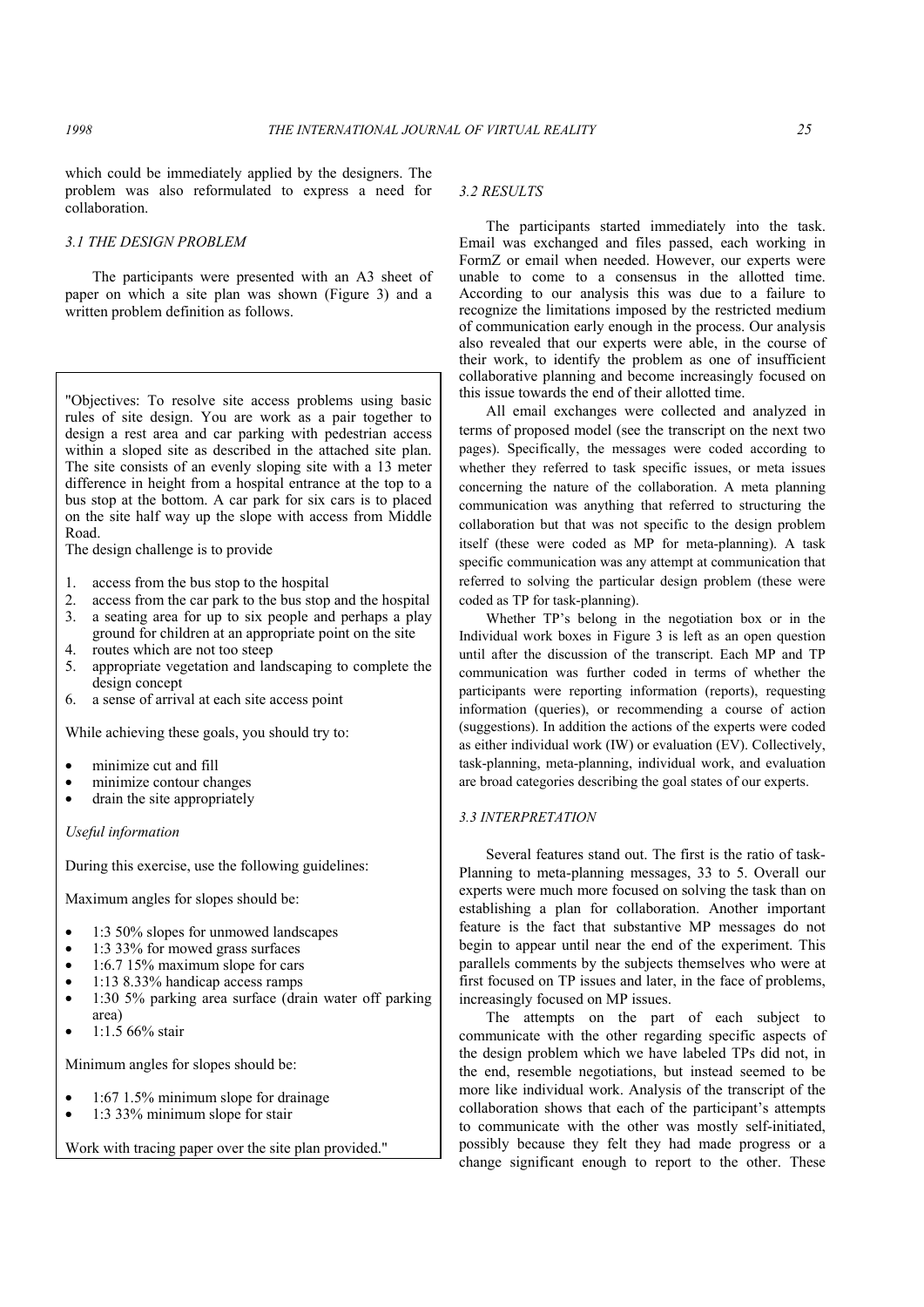which could be immediately applied by the designers. The problem was also reformulated to express a need for collaboration.

### 3.1 THE DESIGN PROBLEM

The participants were presented with an A3 sheet of paper on which a site plan was shown (Figure 3) and a written problem definition as follows.

"Objectives: To resolve site access problems using basic rules of site design. You are work as a pair together to design a rest area and car parking with pedestrian access within a sloped site as described in the attached site plan. The site consists of an evenly sloping site with a 13 meter difference in height from a hospital entrance at the top to a bus stop at the bottom. A car park for six cars is to placed on the site half way up the slope with access from Middle Road.

The design challenge is to provide

1. access from the bus stop to the hospital
2. access from the car park to the bus stop and the hospital
3. a seating area for up to six people and perhaps a play ground for children at an appropriate point on the site
4. routes which are not too steep
5. appropriate vegetation and landscaping to complete the design concept
6. a sense of arrival at each site access point

While achieving these goals, you should try to:

- minimize cut and fill
- minimize contour changes
- drain the site appropriately

*Useful information*

During this exercise, use the following guidelines:

Maximum angles for slopes should be:

- 1:3 50% slopes for unmowed landscapes
- 1:3 33% for mowed grass surfaces
- 1:6.7 15% maximum slope for cars
- 1:13 8.33% handicap access ramps
- 1:30 5% parking area surface (drain water off parking area)
- 1:1.5 66% stair

Minimum angles for slopes should be:

- 1:67 1.5% minimum slope for drainage
- 1:3 33% minimum slope for stair

Work with tracing paper over the site plan provided."

### 3.2 RESULTS

The participants started immediately into the task. Email was exchanged and files passed, each working in FormZ or email when needed. However, our experts were unable to come to a consensus in the allotted time. According to our analysis this was due to a failure to recognize the limitations imposed by the restricted medium of communication early enough in the process. Our analysis also revealed that our experts were able, in the course of their work, to identify the problem as one of insufficient collaborative planning and become increasingly focused on this issue towards the end of their allotted time.

All email exchanges were collected and analyzed in terms of proposed model (see the transcript on the next two pages). Specifically, the messages were coded according to whether they referred to task specific issues, or meta issues concerning the nature of the collaboration. A meta planning communication was anything that referred to structuring the collaboration but that was not specific to the design problem itself (these were coded as MP for meta-planning). A task specific communication was any attempt at communication that referred to solving the particular design problem (these were coded as TP for task-planning).

Whether TP's belong in the negotiation box or in the Individual work boxes in Figure 3 is left as an open question until after the discussion of the transcript. Each MP and TP communication was further coded in terms of whether the participants were reporting information (reports), requesting information (queries), or recommending a course of action (suggestions). In addition the actions of the experts were coded as either individual work (IW) or evaluation (EV). Collectively, task-planning, meta-planning, individual work, and evaluation are broad categories describing the goal states of our experts.

### 3.3 INTERPRETATION

Several features stand out. The first is the ratio of task-Planning to meta-planning messages, 33 to 5. Overall our experts were much more focused on solving the task than on establishing a plan for collaboration. Another important feature is the fact that substantive MP messages do not begin to appear until near the end of the experiment. This parallels comments by the subjects themselves who were at first focused on TP issues and later, in the face of problems, increasingly focused on MP issues.

The attempts on the part of each subject to communicate with the other regarding specific aspects of the design problem which we have labeled TPs did not, in the end, resemble negotiations, but instead seemed to be more like individual work. Analysis of the transcript of the collaboration shows that each of the participant's attempts to communicate with the other was mostly self-initiated, possibly because they felt they had made progress or a change significant enough to report to the other. These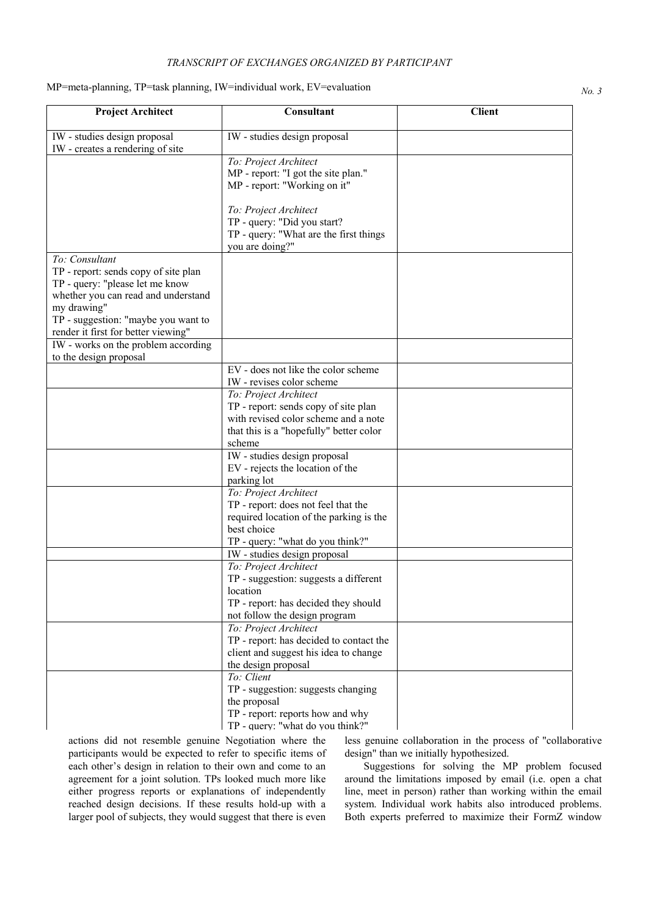*TRANSCRIPT OF EXCHANGES ORGANIZED BY PARTICIPANT*

MP=meta-planning, TP=task planning, IW=individual work, EV=evaluation

*No. 3*

| Project Architect | Consultant | Client |
|---|---|---|
| IW - studies design proposal<br>IW - creates a rendering of site | IW - studies design proposal | |
| | *To: Project Architect*<br>MP - report: "I got the site plan."<br>MP - report: "Working on it"<br><br>*To: Project Architect*<br>TP - query: "Did you start?<br>TP - query: "What are the first things you are doing?" | |
| *To: Consultant*<br>TP - report: sends copy of site plan<br>TP - query: "please let me know whether you can read and understand my drawing"<br>TP - suggestion: "maybe you want to render it first for better viewing" | | |
| IW - works on the problem according to the design proposal | | |
| | EV - does not like the color scheme<br>IW - revises color scheme | |
| | *To: Project Architect*<br>TP - report: sends copy of site plan with revised color scheme and a note that this is a "hopefully" better color scheme | |
| | IW - studies design proposal<br>EV - rejects the location of the parking lot | |
| | *To: Project Architect*<br>TP - report: does not feel that the required location of the parking is the best choice<br>TP - query: "what do you think?" | |
| | IW - studies design proposal | |
| | *To: Project Architect*<br>TP - suggestion: suggests a different location<br>TP - report: has decided they should not follow the design program | |
| | *To: Project Architect*<br>TP - report: has decided to contact the client and suggest his idea to change the design proposal | |
| | *To: Client*<br>TP - suggestion: suggests changing the proposal<br>TP - report: reports how and why<br>TP - query: "what do you think?" | |

actions did not resemble genuine Negotiation where the participants would be expected to refer to specific items of each other's design in relation to their own and come to an agreement for a joint solution. TPs looked much more like either progress reports or explanations of independently reached design decisions. If these results hold-up with a larger pool of subjects, they would suggest that there is even less genuine collaboration in the process of "collaborative design" than we initially hypothesized.

Suggestions for solving the MP problem focused around the limitations imposed by email (i.e. open a chat line, meet in person) rather than working within the email system. Individual work habits also introduced problems. Both experts preferred to maximize their FormZ window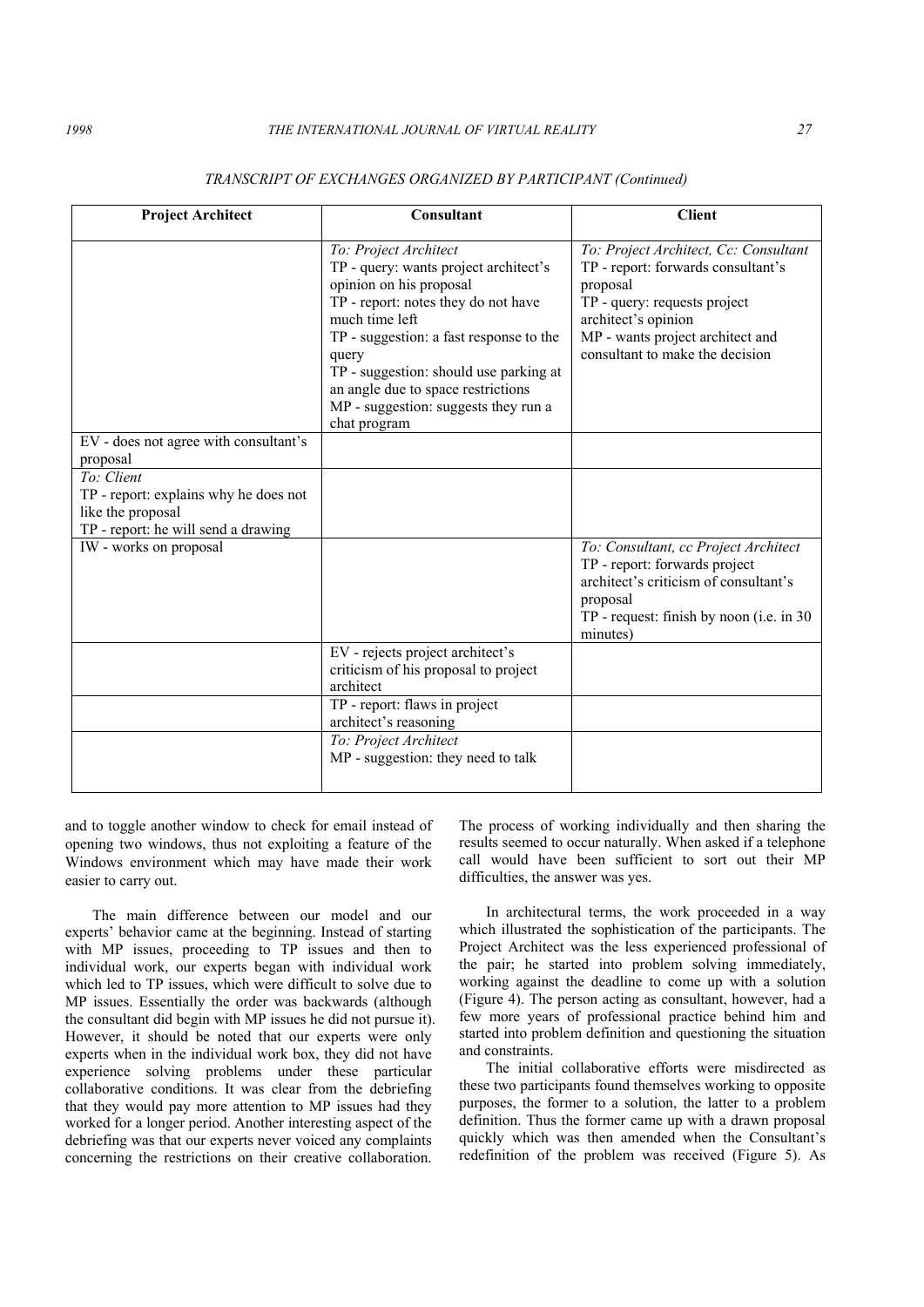*TRANSCRIPT OF EXCHANGES ORGANIZED BY PARTICIPANT (Continued)*

| Project Architect | Consultant | Client |
|---|---|---|
| | *To: Project Architect*<br>TP - query: wants project architect's opinion on his proposal<br>TP - report: notes they do not have much time left<br>TP - suggestion: a fast response to the query<br>TP - suggestion: should use parking at an angle due to space restrictions<br>MP - suggestion: suggests they run a chat program | *To: Project Architect, Cc: Consultant*<br>TP - report: forwards consultant's proposal<br>TP - query: requests project architect's opinion<br>MP - wants project architect and consultant to make the decision |
| EV - does not agree with consultant's proposal | | |
| *To: Client*<br>TP - report: explains why he does not like the proposal<br>TP - report: he will send a drawing | | |
| IW - works on proposal | | *To: Consultant, cc Project Architect*<br>TP - report: forwards project architect's criticism of consultant's proposal<br>TP - request: finish by noon (i.e. in 30 minutes) |
| | EV - rejects project architect's criticism of his proposal to project architect | |
| | TP - report: flaws in project architect's reasoning | |
| | *To: Project Architect*<br>MP - suggestion: they need to talk | |

and to toggle another window to check for email instead of opening two windows, thus not exploiting a feature of the Windows environment which may have made their work easier to carry out.

The main difference between our model and our experts' behavior came at the beginning. Instead of starting with MP issues, proceeding to TP issues and then to individual work, our experts began with individual work which led to TP issues, which were difficult to solve due to MP issues. Essentially the order was backwards (although the consultant did begin with MP issues he did not pursue it). However, it should be noted that our experts were only experts when in the individual work box, they did not have experience solving problems under these particular collaborative conditions. It was clear from the debriefing that they would pay more attention to MP issues had they worked for a longer period. Another interesting aspect of the debriefing was that our experts never voiced any complaints concerning the restrictions on their creative collaboration. The process of working individually and then sharing the results seemed to occur naturally. When asked if a telephone call would have been sufficient to sort out their MP difficulties, the answer was yes.

In architectural terms, the work proceeded in a way which illustrated the sophistication of the participants. The Project Architect was the less experienced professional of the pair; he started into problem solving immediately, working against the deadline to come up with a solution (Figure 4). The person acting as consultant, however, had a few more years of professional practice behind him and started into problem definition and questioning the situation and constraints.

The initial collaborative efforts were misdirected as these two participants found themselves working to opposite purposes, the former to a solution, the latter to a problem definition. Thus the former came up with a drawn proposal quickly which was then amended when the Consultant's redefinition of the problem was received (Figure 5). As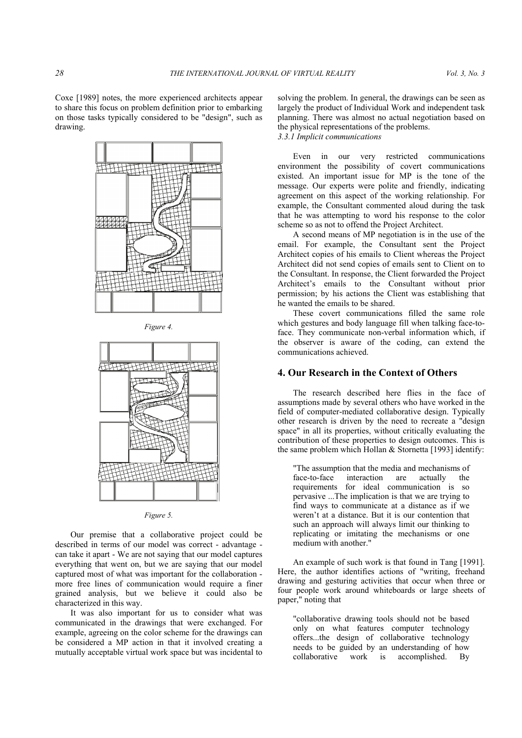Coxe [1989] notes, the more experienced architects appear to share this focus on problem definition prior to embarking on those tasks typically considered to be "design", such as drawing.

*Figure 4.*

*Figure 5.*

Our premise that a collaborative project could be described in terms of our model was correct - advantage - can take it apart - We are not saying that our model captures everything that went on, but we are saying that our model captured most of what was important for the collaboration - more free lines of communication would require a finer grained analysis, but we believe it could also be characterized in this way.

It was also important for us to consider what was communicated in the drawings that were exchanged. For example, agreeing on the color scheme for the drawings can be considered a MP action in that it involved creating a mutually acceptable virtual work space but was incidental to solving the problem. In general, the drawings can be seen as largely the product of Individual Work and independent task planning. There was almost no actual negotiation based on the physical representations of the problems.

*3.3.1 Implicit communications*

Even in our very restricted communications environment the possibility of covert communications existed. An important issue for MP is the tone of the message. Our experts were polite and friendly, indicating agreement on this aspect of the working relationship. For example, the Consultant commented aloud during the task that he was attempting to word his response to the color scheme so as not to offend the Project Architect.

A second means of MP negotiation is in the use of the email. For example, the Consultant sent the Project Architect copies of his emails to Client whereas the Project Architect did not sent copies of emails sent to Client on to the Consultant. In response, the Client forwarded the Project Architect's emails to the Consultant without prior permission; by his actions the Client was establishing that he wanted the emails to be shared.

These covert communications filled the same role which gestures and body language fill when talking face-to-face. They communicate non-verbal information which, if the observer is aware of the coding, can extend the communications achieved.

## 4. Our Research in the Context of Others

The research described here flies in the face of assumptions made by several others who have worked in the field of computer-mediated collaborative design. Typically other research is driven by the need to recreate a "design space" in all its properties, without critically evaluating the contribution of these properties to design outcomes. This is the same problem which Hollan & Stornetta [1993] identify:

> "The assumption that the media and mechanisms of face-to-face interaction are actually the requirements for ideal communication is so pervasive ...The implication is that we are trying to find ways to communicate at a distance as if we weren't at a distance. But it is our contention that such an approach will always limit our thinking to replicating or imitating the mechanisms or one medium with another."

An example of such work is that found in Tang [1991]. Here, the author identifies actions of "writing, freehand drawing and gesturing activities that occur when three or four people work around whiteboards or large sheets of paper," noting that

> "collaborative drawing tools should not be based only on what features computer technology offers...the design of collaborative technology needs to be guided by an understanding of how collaborative work is accomplished. By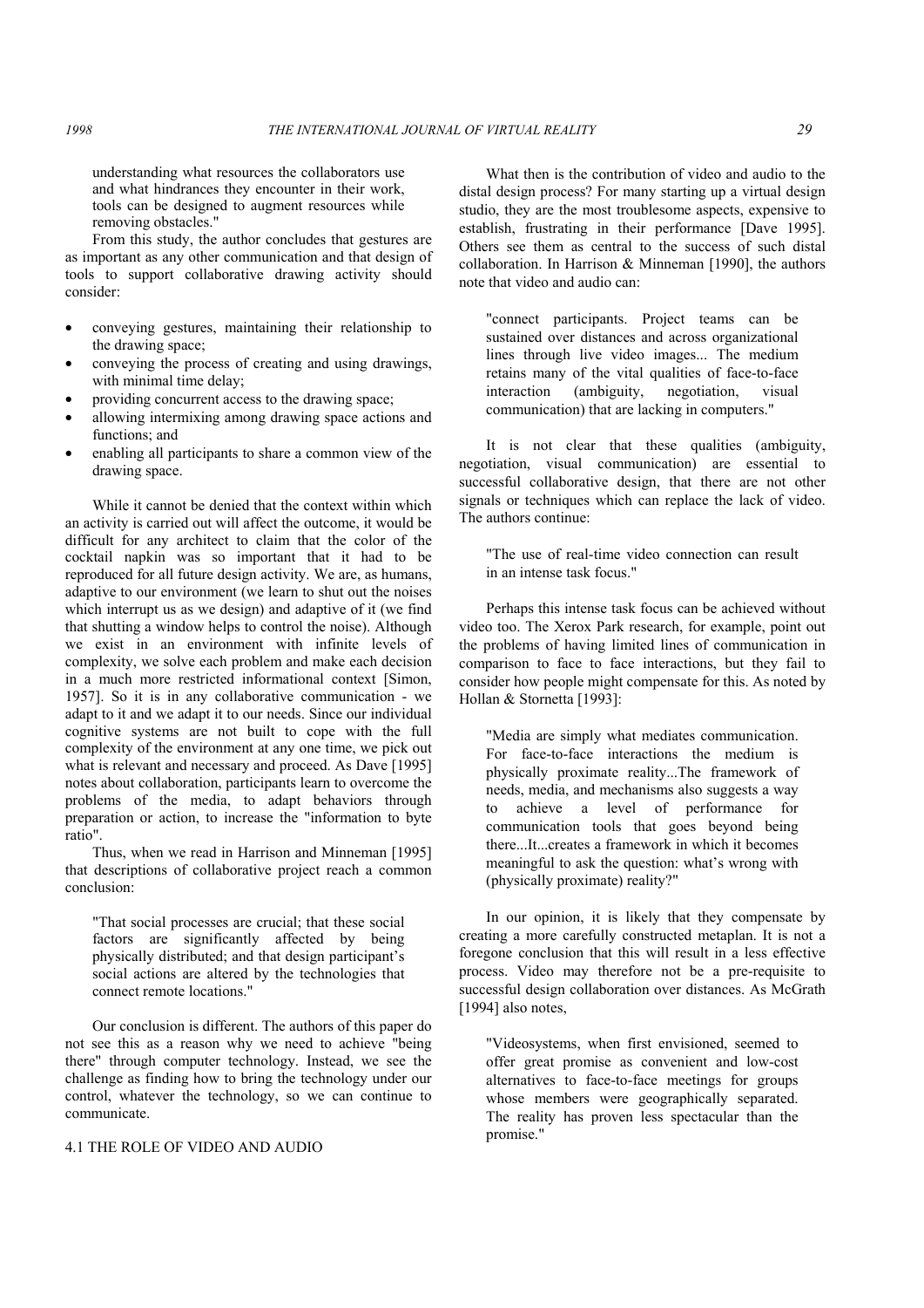understanding what resources the collaborators use and what hindrances they encounter in their work, tools can be designed to augment resources while removing obstacles."

From this study, the author concludes that gestures are as important as any other communication and that design of tools to support collaborative drawing activity should consider:

- conveying gestures, maintaining their relationship to the drawing space;
- conveying the process of creating and using drawings, with minimal time delay;
- providing concurrent access to the drawing space;
- allowing intermixing among drawing space actions and functions; and
- enabling all participants to share a common view of the drawing space.

While it cannot be denied that the context within which an activity is carried out will affect the outcome, it would be difficult for any architect to claim that the color of the cocktail napkin was so important that it had to be reproduced for all future design activity. We are, as humans, adaptive to our environment (we learn to shut out the noises which interrupt us as we design) and adaptive of it (we find that shutting a window helps to control the noise). Although we exist in an environment with infinite levels of complexity, we solve each problem and make each decision in a much more restricted informational context [Simon, 1957]. So it is in any collaborative communication - we adapt to it and we adapt it to our needs. Since our individual cognitive systems are not built to cope with the full complexity of the environment at any one time, we pick out what is relevant and necessary and proceed. As Dave [1995] notes about collaboration, participants learn to overcome the problems of the media, to adapt behaviors through preparation or action, to increase the "information to byte ratio".

Thus, when we read in Harrison and Minneman [1995] that descriptions of collaborative project reach a common conclusion:

> "That social processes are crucial; that these social factors are significantly affected by being physically distributed; and that design participant's social actions are altered by the technologies that connect remote locations."

Our conclusion is different. The authors of this paper do not see this as a reason why we need to achieve "being there" through computer technology. Instead, we see the challenge as finding how to bring the technology under our control, whatever the technology, so we can continue to communicate.

### 4.1 THE ROLE OF VIDEO AND AUDIO

What then is the contribution of video and audio to the distal design process? For many starting up a virtual design studio, they are the most troublesome aspects, expensive to establish, frustrating in their performance [Dave 1995]. Others see them as central to the success of such distal collaboration. In Harrison & Minneman [1990], the authors note that video and audio can:

> "connect participants. Project teams can be sustained over distances and across organizational lines through live video images... The medium retains many of the vital qualities of face-to-face interaction (ambiguity, negotiation, visual communication) that are lacking in computers."

It is not clear that these qualities (ambiguity, negotiation, visual communication) are essential to successful collaborative design, that there are not other signals or techniques which can replace the lack of video. The authors continue:

> "The use of real-time video connection can result in an intense task focus."

Perhaps this intense task focus can be achieved without video too. The Xerox Park research, for example, point out the problems of having limited lines of communication in comparison to face to face interactions, but they fail to consider how people might compensate for this. As noted by Hollan & Stornetta [1993]:

> "Media are simply what mediates communication. For face-to-face interactions the medium is physically proximate reality...The framework of needs, media, and mechanisms also suggests a way to achieve a level of performance for communication tools that goes beyond being there...It...creates a framework in which it becomes meaningful to ask the question: what's wrong with (physically proximate) reality?"

In our opinion, it is likely that they compensate by creating a more carefully constructed metaplan. It is not a foregone conclusion that this will result in a less effective process. Video may therefore not be a pre-requisite to successful design collaboration over distances. As McGrath [1994] also notes,

> "Videosystems, when first envisioned, seemed to offer great promise as convenient and low-cost alternatives to face-to-face meetings for groups whose members were geographically separated. The reality has proven less spectacular than the promise."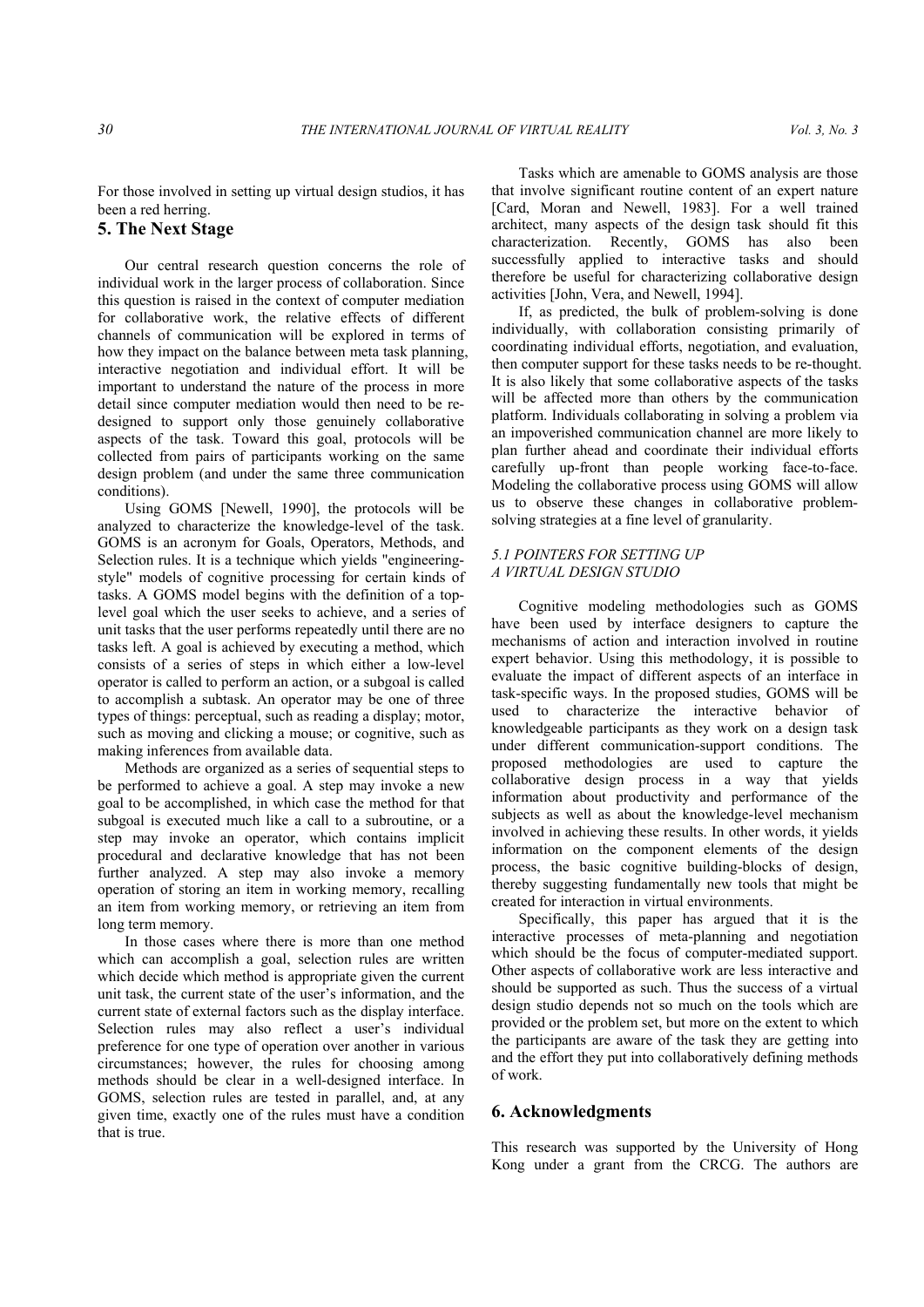For those involved in setting up virtual design studios, it has been a red herring.

## 5. The Next Stage

Our central research question concerns the role of individual work in the larger process of collaboration. Since this question is raised in the context of computer mediation for collaborative work, the relative effects of different channels of communication will be explored in terms of how they impact on the balance between meta task planning, interactive negotiation and individual effort. It will be important to understand the nature of the process in more detail since computer mediation would then need to be re-designed to support only those genuinely collaborative aspects of the task. Toward this goal, protocols will be collected from pairs of participants working on the same design problem (and under the same three communication conditions).

Using GOMS [Newell, 1990], the protocols will be analyzed to characterize the knowledge-level of the task. GOMS is an acronym for Goals, Operators, Methods, and Selection rules. It is a technique which yields "engineering-style" models of cognitive processing for certain kinds of tasks. A GOMS model begins with the definition of a top-level goal which the user seeks to achieve, and a series of unit tasks that the user performs repeatedly until there are no tasks left. A goal is achieved by executing a method, which consists of a series of steps in which either a low-level operator is called to perform an action, or a subgoal is called to accomplish a subtask. An operator may be one of three types of things: perceptual, such as reading a display; motor, such as moving and clicking a mouse; or cognitive, such as making inferences from available data.

Methods are organized as a series of sequential steps to be performed to achieve a goal. A step may invoke a new goal to be accomplished, in which case the method for that subgoal is executed much like a call to a subroutine, or a step may invoke an operator, which contains implicit procedural and declarative knowledge that has not been further analyzed. A step may also invoke a memory operation of storing an item in working memory, recalling an item from working memory, or retrieving an item from long term memory.

In those cases where there is more than one method which can accomplish a goal, selection rules are written which decide which method is appropriate given the current unit task, the current state of the user's information, and the current state of external factors such as the display interface. Selection rules may also reflect a user's individual preference for one type of operation over another in various circumstances; however, the rules for choosing among methods should be clear in a well-designed interface. In GOMS, selection rules are tested in parallel, and, at any given time, exactly one of the rules must have a condition that is true.

Tasks which are amenable to GOMS analysis are those that involve significant routine content of an expert nature [Card, Moran and Newell, 1983]. For a well trained architect, many aspects of the design task should fit this characterization. Recently, GOMS has also been successfully applied to interactive tasks and should therefore be useful for characterizing collaborative design activities [John, Vera, and Newell, 1994].

If, as predicted, the bulk of problem-solving is done individually, with collaboration consisting primarily of coordinating individual efforts, negotiation, and evaluation, then computer support for these tasks needs to be re-thought. It is also likely that some collaborative aspects of the tasks will be affected more than others by the communication platform. Individuals collaborating in solving a problem via an impoverished communication channel are more likely to plan further ahead and coordinate their individual efforts carefully up-front than people working face-to-face. Modeling the collaborative process using GOMS will allow us to observe these changes in collaborative problem-solving strategies at a fine level of granularity.

### *5.1 POINTERS FOR SETTING UP A VIRTUAL DESIGN STUDIO*

Cognitive modeling methodologies such as GOMS have been used by interface designers to capture the mechanisms of action and interaction involved in routine expert behavior. Using this methodology, it is possible to evaluate the impact of different aspects of an interface in task-specific ways. In the proposed studies, GOMS will be used to characterize the interactive behavior of knowledgeable participants as they work on a design task under different communication-support conditions. The proposed methodologies are used to capture the collaborative design process in a way that yields information about productivity and performance of the subjects as well as about the knowledge-level mechanism involved in achieving these results. In other words, it yields information on the component elements of the design process, the basic cognitive building-blocks of design, thereby suggesting fundamentally new tools that might be created for interaction in virtual environments.

Specifically, this paper has argued that it is the interactive processes of meta-planning and negotiation which should be the focus of computer-mediated support. Other aspects of collaborative work are less interactive and should be supported as such. Thus the success of a virtual design studio depends not so much on the tools which are provided or the problem set, but more on the extent to which the participants are aware of the task they are getting into and the effort they put into collaboratively defining methods of work.

## 6. Acknowledgments

This research was supported by the University of Hong Kong under a grant from the CRCG. The authors are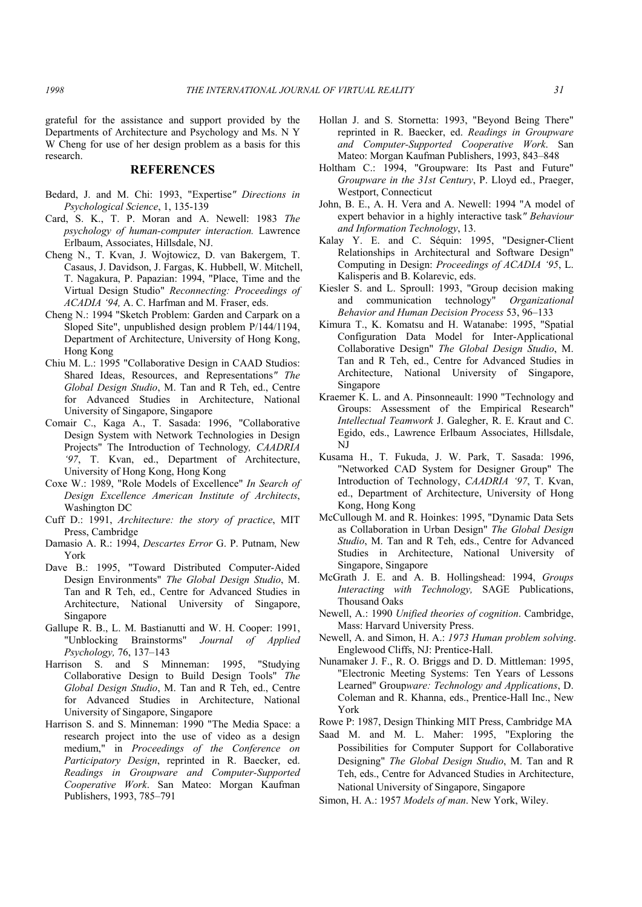grateful for the assistance and support provided by the Departments of Architecture and Psychology and Ms. N Y W Cheng for use of her design problem as a basis for this research.

## REFERENCES

Bedard, J. and M. Chi: 1993, "Expertise" *Directions in Psychological Science*, 1, 135-139

Card, S. K., T. P. Moran and A. Newell: 1983 *The psychology of human-computer interaction.* Lawrence Erlbaum, Associates, Hillsdale, NJ.

Cheng N., T. Kvan, J. Wojtowicz, D. van Bakergem, T. Casaus, J. Davidson, J. Fargas, K. Hubbell, W. Mitchell, T. Nagakura, P. Papazian: 1994, "Place, Time and the Virtual Design Studio" *Reconnecting: Proceedings of ACADIA '94,* A. C. Harfman and M. Fraser, eds.

Cheng N.: 1994 "Sketch Problem: Garden and Carpark on a Sloped Site", unpublished design problem P/144/1194, Department of Architecture, University of Hong Kong, Hong Kong

Chiu M. L.: 1995 "Collaborative Design in CAAD Studios: Shared Ideas, Resources, and Representations" *The Global Design Studio*, M. Tan and R Teh, ed., Centre for Advanced Studies in Architecture, National University of Singapore, Singapore

Comair C., Kaga A., T. Sasada: 1996, "Collaborative Design System with Network Technologies in Design Projects" The Introduction of Technology*, CAADRIA '97*, T. Kvan, ed., Department of Architecture, University of Hong Kong, Hong Kong

Coxe W.: 1989, "Role Models of Excellence" *In Search of Design Excellence American Institute of Architects*, Washington DC

Cuff D.: 1991, *Architecture: the story of practice*, MIT Press, Cambridge

Damasio A. R.: 1994, *Descartes Error* G. P. Putnam, New York

Dave B.: 1995, "Toward Distributed Computer-Aided Design Environments" *The Global Design Studio*, M. Tan and R Teh, ed., Centre for Advanced Studies in Architecture, National University of Singapore, Singapore

Gallupe R. B., L. M. Bastianutti and W. H. Cooper: 1991, "Unblocking Brainstorms" *Journal of Applied Psychology,* 76, 137–143

Harrison S. and S Minneman: 1995, "Studying Collaborative Design to Build Design Tools" *The Global Design Studio*, M. Tan and R Teh, ed., Centre for Advanced Studies in Architecture, National University of Singapore, Singapore

Harrison S. and S. Minneman: 1990 "The Media Space: a research project into the use of video as a design medium," in *Proceedings of the Conference on Participatory Design*, reprinted in R. Baecker, ed. *Readings in Groupware and Computer-Supported Cooperative Work*. San Mateo: Morgan Kaufman Publishers, 1993, 785–791

Hollan J. and S. Stornetta: 1993, "Beyond Being There" reprinted in R. Baecker, ed. *Readings in Groupware and Computer-Supported Cooperative Work*. San Mateo: Morgan Kaufman Publishers, 1993, 843–848

Holtham C.: 1994, "Groupware: Its Past and Future" *Groupware in the 31st Century*, P. Lloyd ed., Praeger, Westport, Connecticut

John, B. E., A. H. Vera and A. Newell: 1994 "A model of expert behavior in a highly interactive task" *Behaviour and Information Technology*, 13.

Kalay Y. E. and C. Séquin: 1995, "Designer-Client Relationships in Architectural and Software Design" Computing in Design: *Proceedings of ACADIA '95*, L. Kalisperis and B. Kolarevic, eds.

Kiesler S. and L. Sproull: 1993, "Group decision making and communication technology" *Organizational Behavior and Human Decision Process* 53, 96–133

Kimura T., K. Komatsu and H. Watanabe: 1995, "Spatial Configuration Data Model for Inter-Applicational Collaborative Design" *The Global Design Studio*, M. Tan and R Teh, ed., Centre for Advanced Studies in Architecture, National University of Singapore, Singapore

Kraemer K. L. and A. Pinsonneault: 1990 "Technology and Groups: Assessment of the Empirical Research" *Intellectual Teamwork* J. Galegher, R. E. Kraut and C. Egido, eds., Lawrence Erlbaum Associates, Hillsdale, NJ

Kusama H., T. Fukuda, J. W. Park, T. Sasada: 1996, "Networked CAD System for Designer Group" The Introduction of Technology, *CAADRIA '97*, T. Kvan, ed., Department of Architecture, University of Hong Kong, Hong Kong

McCullough M. and R. Hoinkes: 1995, "Dynamic Data Sets as Collaboration in Urban Design" *The Global Design Studio*, M. Tan and R Teh, eds., Centre for Advanced Studies in Architecture, National University of Singapore, Singapore

McGrath J. E. and A. B. Hollingshead: 1994, *Groups Interacting with Technology,* SAGE Publications, Thousand Oaks

Newell, A.: 1990 *Unified theories of cognition*. Cambridge, Mass: Harvard University Press.

Newell, A. and Simon, H. A.: *1973 Human problem solving*. Englewood Cliffs, NJ: Prentice-Hall.

Nunamaker J. F., R. O. Briggs and D. D. Mittleman: 1995, "Electronic Meeting Systems: Ten Years of Lessons Learned" Group*ware: Technology and Applications*, D. Coleman and R. Khanna, eds., Prentice-Hall Inc., New York

Rowe P: 1987, Design Thinking MIT Press, Cambridge MA

Saad M. and M. L. Maher: 1995, "Exploring the Possibilities for Computer Support for Collaborative Designing" *The Global Design Studio*, M. Tan and R Teh, eds., Centre for Advanced Studies in Architecture, National University of Singapore, Singapore

Simon, H. A.: 1957 *Models of man*. New York, Wiley.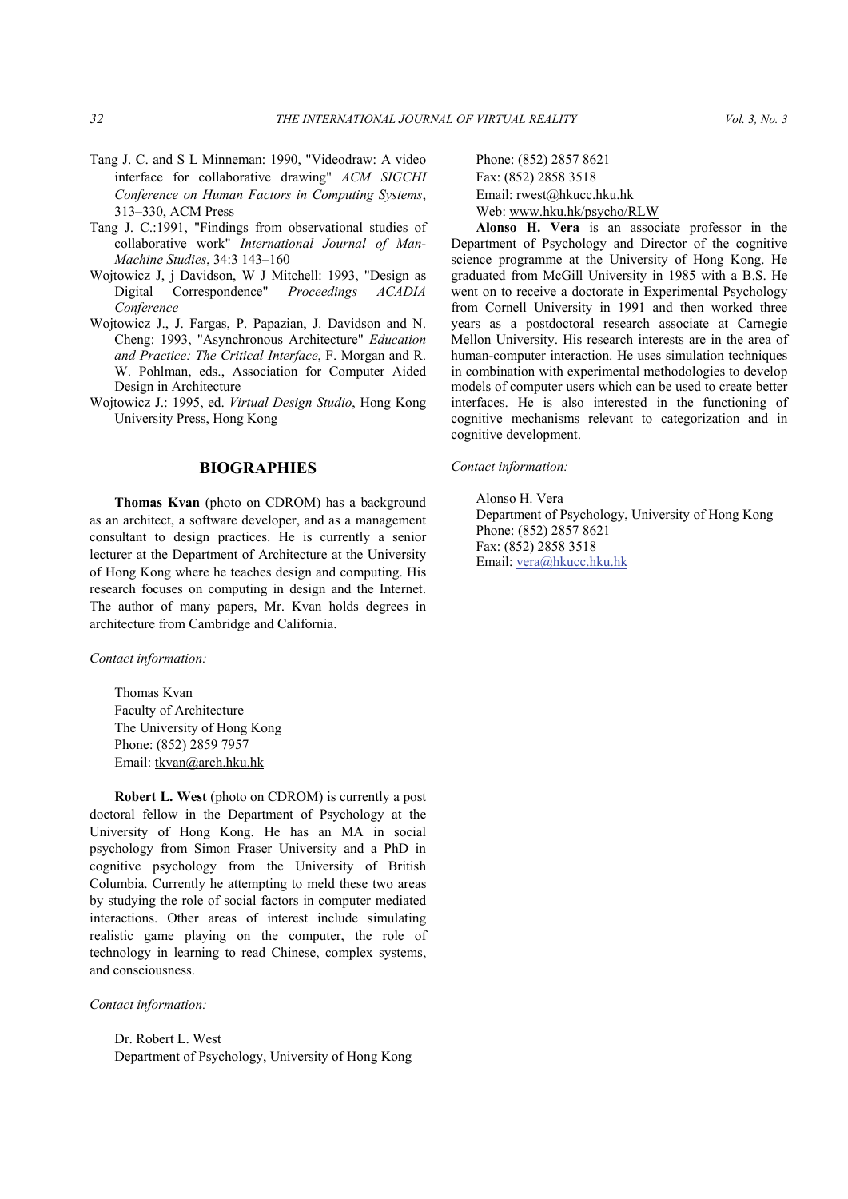Tang J. C. and S L Minneman: 1990, "Videodraw: A video interface for collaborative drawing" *ACM SIGCHI Conference on Human Factors in Computing Systems*, 313–330, ACM Press

Tang J. C.:1991, "Findings from observational studies of collaborative work" *International Journal of Man-Machine Studies*, 34:3 143–160

Wojtowicz J, j Davidson, W J Mitchell: 1993, "Design as Digital Correspondence" *Proceedings ACADIA Conference*

Wojtowicz J., J. Fargas, P. Papazian, J. Davidson and N. Cheng: 1993, "Asynchronous Architecture" *Education and Practice: The Critical Interface*, F. Morgan and R. W. Pohlman, eds., Association for Computer Aided Design in Architecture

Wojtowicz J.: 1995, ed. *Virtual Design Studio*, Hong Kong University Press, Hong Kong

## BIOGRAPHIES

**Thomas Kvan** (photo on CDROM) has a background as an architect, a software developer, and as a management consultant to design practices. He is currently a senior lecturer at the Department of Architecture at the University of Hong Kong where he teaches design and computing. His research focuses on computing in design and the Internet. The author of many papers, Mr. Kvan holds degrees in architecture from Cambridge and California.

*Contact information:*

Thomas Kvan
Faculty of Architecture
The University of Hong Kong
Phone: (852) 2859 7957
Email: tkvan@arch.hku.hk

**Robert L. West** (photo on CDROM) is currently a post doctoral fellow in the Department of Psychology at the University of Hong Kong. He has an MA in social psychology from Simon Fraser University and a PhD in cognitive psychology from the University of British Columbia. Currently he attempting to meld these two areas by studying the role of social factors in computer mediated interactions. Other areas of interest include simulating realistic game playing on the computer, the role of technology in learning to read Chinese, complex systems, and consciousness.

*Contact information:*

Dr. Robert L. West
Department of Psychology, University of Hong Kong
Phone: (852) 2857 8621
Fax: (852) 2858 3518
Email: rwest@hkucc.hku.hk
Web: www.hku.hk/psycho/RLW

**Alonso H. Vera** is an associate professor in the Department of Psychology and Director of the cognitive science programme at the University of Hong Kong. He graduated from McGill University in 1985 with a B.S. He went on to receive a doctorate in Experimental Psychology from Cornell University in 1991 and then worked three years as a postdoctoral research associate at Carnegie Mellon University. His research interests are in the area of human-computer interaction. He uses simulation techniques in combination with experimental methodologies to develop models of computer users which can be used to create better interfaces. He is also interested in the functioning of cognitive mechanisms relevant to categorization and in cognitive development.

*Contact information:*

Alonso H. Vera
Department of Psychology, University of Hong Kong
Phone: (852) 2857 8621
Fax: (852) 2858 3518
Email: vera@hkucc.hku.hk